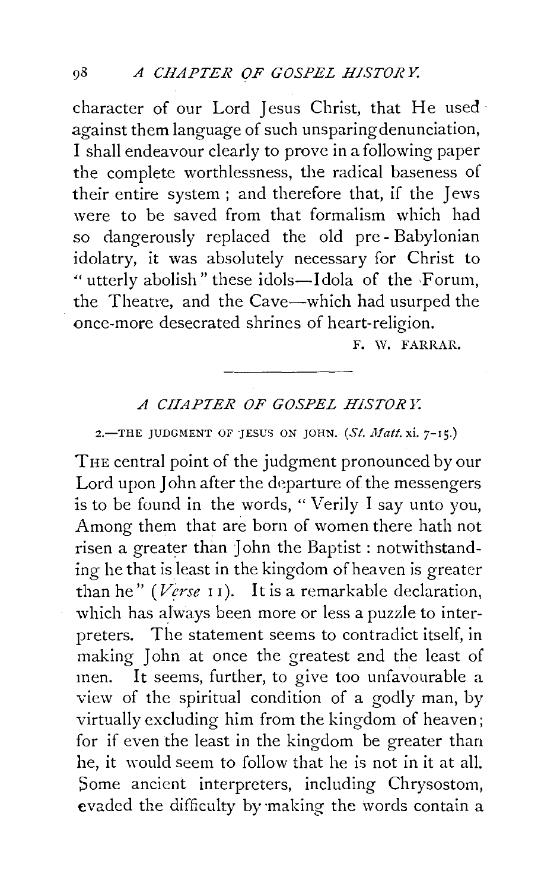character of our Lord Jesus Christ, that He used against them language of such unsparing denunciation, I shall endeavour clearly to prove in a following paper the complete worthlessness, the radical baseness of their entire system; and therefore that, if the Jews were to be saved from that formalism which had so dangerously replaced the old pre-Babylonian idolatry, it was absolutely necessary for Christ to "utterly abolish" these idols—Idola of the Forum, the Theatre, and the Cave—which had usurped the once-more desecrated shrines of heart-religion.

F. W. FARRAR.

---

## *A CHAPTER OF GOSPEL HISTORY.*

### 2.—THE JUDGMENT OF JESUS ON JOHN. (*St. Matt.* xi. 7–15.)

THE central point of the judgment pronounced by our Lord upon John after the departure of the messengers is to be found in the words, "Verily I say unto you, Among them that are born of women there hath not risen a greater than John the Baptist: notwithstanding he that is least in the kingdom of heaven is greater than he" (*Verse* 11). It is a remarkable declaration, which has always been more or less a puzzle to interpreters. The statement seems to contradict itself, in making John at once the greatest and the least of men. It seems, further, to give too unfavourable a view of the spiritual condition of a godly man, by virtually excluding him from the kingdom of heaven; for if even the least in the kingdom be greater than he, it would seem to follow that he is not in it at all. Some ancient interpreters, including Chrysostom, evaded the difficulty by making the words contain a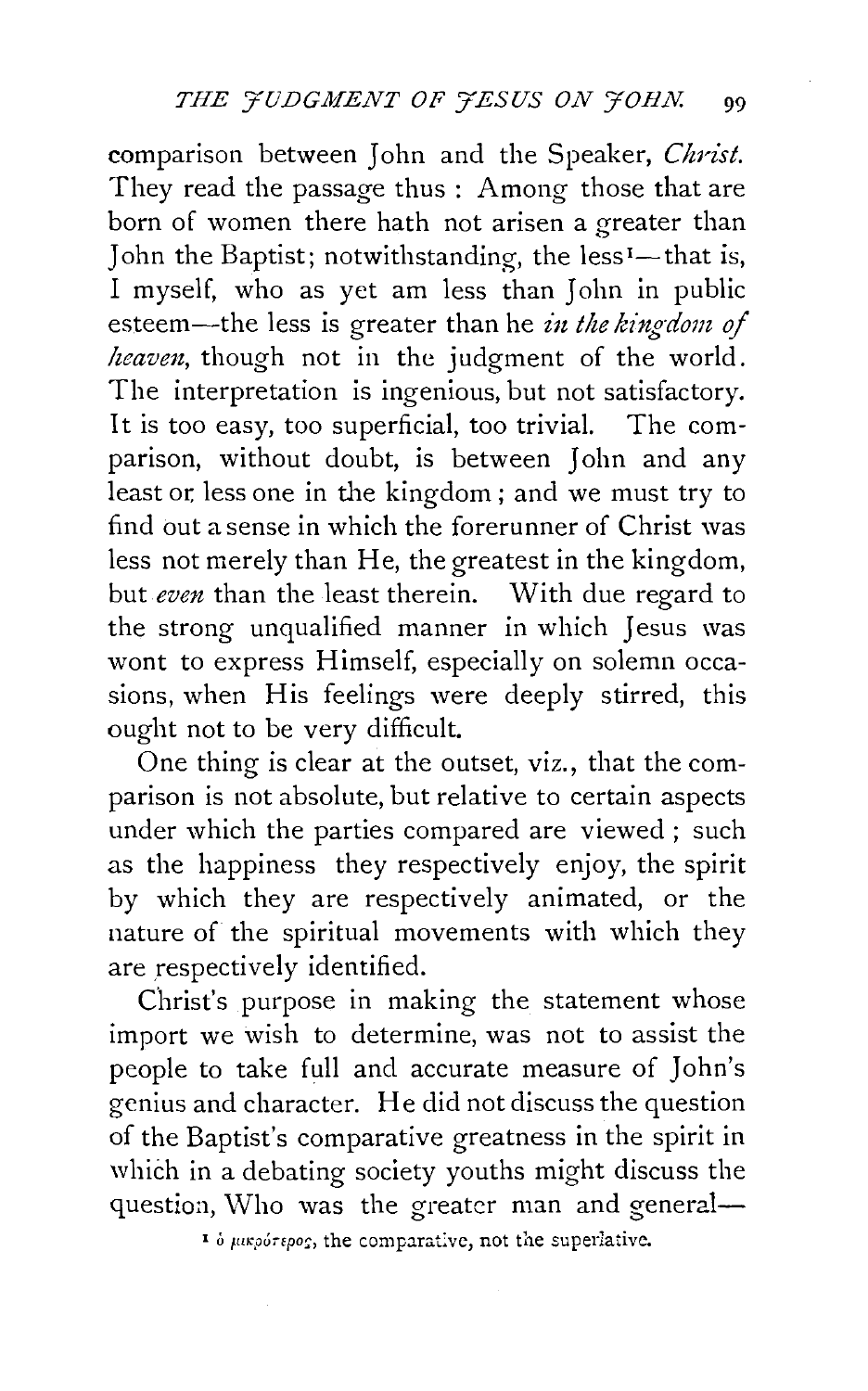comparison between John and the Speaker, *Christ.* They read the passage thus : Among those that are born of women there hath not arisen a greater than John the Baptist; notwithstanding, the less[1]—that is, I myself, who as yet am less than John in public esteem—the less is greater than he *in the kingdom of heaven*, though not in the judgment of the world. The interpretation is ingenious, but not satisfactory. It is too easy, too superficial, too trivial. The comparison, without doubt, is between John and any least or less one in the kingdom ; and we must try to find out a sense in which the forerunner of Christ was less not merely than He, the greatest in the kingdom, but *even* than the least therein. With due regard to the strong unqualified manner in which Jesus was wont to express Himself, especially on solemn occasions, when His feelings were deeply stirred, this ought not to be very difficult.

One thing is clear at the outset, viz., that the comparison is not absolute, but relative to certain aspects under which the parties compared are viewed ; such as the happiness they respectively enjoy, the spirit by which they are respectively animated, or the nature of the spiritual movements with which they are respectively identified.

Christ's purpose in making the statement whose import we wish to determine, was not to assist the people to take full and accurate measure of John's genius and character. He did not discuss the question of the Baptist's comparative greatness in the spirit in which in a debating society youths might discuss the question, Who was the greater man and general—

[1] ὁ μικρότερος, the comparative, not the superlative.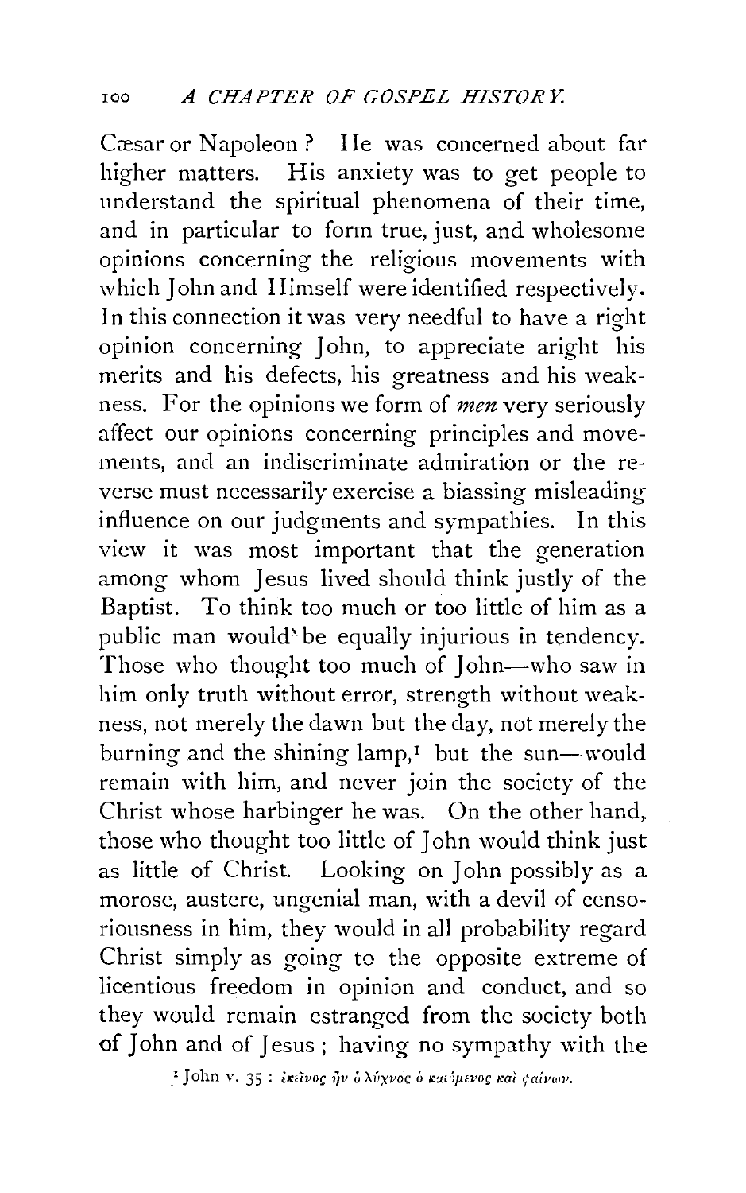Cæsar or Napoleon? He was concerned about far higher matters. His anxiety was to get people to understand the spiritual phenomena of their time, and in particular to form true, just, and wholesome opinions concerning the religious movements with which John and Himself were identified respectively. In this connection it was very needful to have a right opinion concerning John, to appreciate aright his merits and his defects, his greatness and his weakness. For the opinions we form of *men* very seriously affect our opinions concerning principles and movements, and an indiscriminate admiration or the reverse must necessarily exercise a biassing misleading influence on our judgments and sympathies. In this view it was most important that the generation among whom Jesus lived should think justly of the Baptist. To think too much or too little of him as a public man would be equally injurious in tendency. Those who thought too much of John—who saw in him only truth without error, strength without weakness, not merely the dawn but the day, not merely the burning and the shining lamp,[1] but the sun—would remain with him, and never join the society of the Christ whose harbinger he was. On the other hand, those who thought too little of John would think just as little of Christ. Looking on John possibly as a morose, austere, ungenial man, with a devil of censoriousness in him, they would in all probability regard Christ simply as going to the opposite extreme of licentious freedom in opinion and conduct, and so they would remain estranged from the society both of John and of Jesus; having no sympathy with the

[1] John v. 35: ἐκεῖνος ἦν ὁ λύχνος ὁ καιόμενος καὶ φαίνων.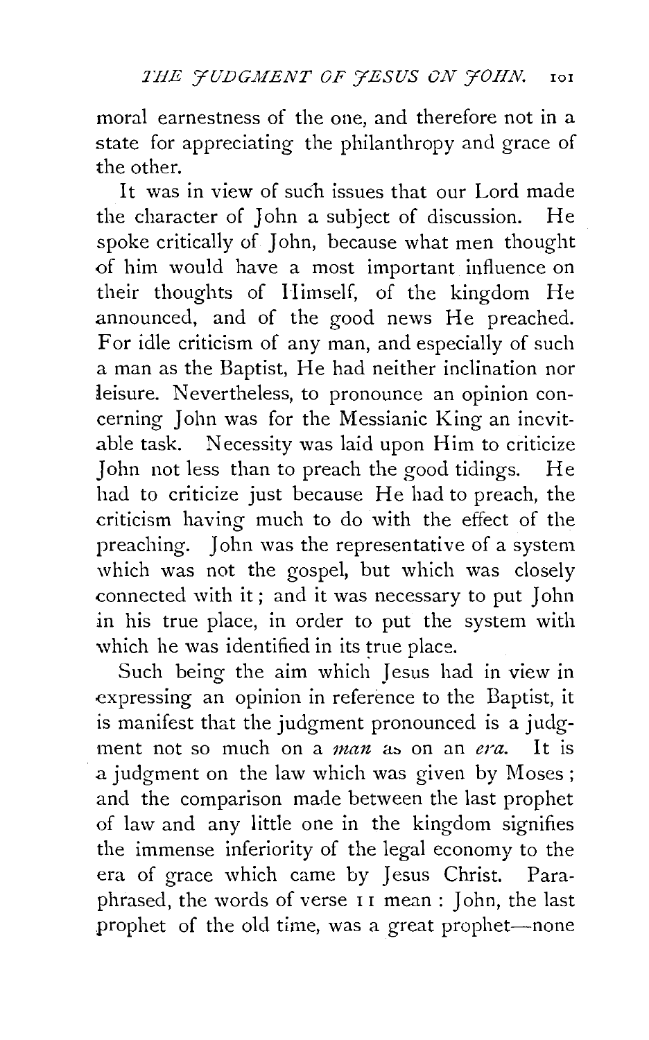moral earnestness of the one, and therefore not in a state for appreciating the philanthropy and grace of the other.

It was in view of such issues that our Lord made the character of John a subject of discussion. He spoke critically of John, because what men thought of him would have a most important influence on their thoughts of Himself, of the kingdom He announced, and of the good news He preached. For idle criticism of any man, and especially of such a man as the Baptist, He had neither inclination nor leisure. Nevertheless, to pronounce an opinion concerning John was for the Messianic King an inevitable task. Necessity was laid upon Him to criticize John not less than to preach the good tidings. He had to criticize just because He had to preach, the criticism having much to do with the effect of the preaching. John was the representative of a system which was not the gospel, but which was closely connected with it; and it was necessary to put John in his true place, in order to put the system with which he was identified in its true place.

Such being the aim which Jesus had in view in expressing an opinion in reference to the Baptist, it is manifest that the judgment pronounced is a judgment not so much on a *man* as on an *era*. It is a judgment on the law which was given by Moses; and the comparison made between the last prophet of law and any little one in the kingdom signifies the immense inferiority of the legal economy to the era of grace which came by Jesus Christ. Paraphrased, the words of verse 11 mean: John, the last prophet of the old time, was a great prophet—none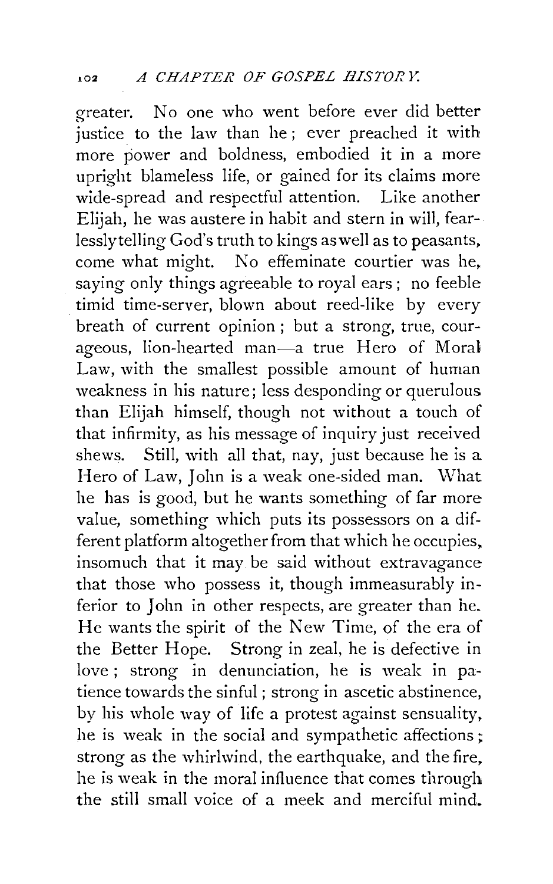greater. No one who went before ever did better justice to the law than he; ever preached it with more power and boldness, embodied it in a more upright blameless life, or gained for its claims more wide-spread and respectful attention. Like another Elijah, he was austere in habit and stern in will, fearlessly telling God's truth to kings as well as to peasants, come what might. No effeminate courtier was he, saying only things agreeable to royal ears; no feeble timid time-server, blown about reed-like by every breath of current opinion; but a strong, true, courageous, lion-hearted man—a true Hero of Moral Law, with the smallest possible amount of human weakness in his nature; less desponding or querulous than Elijah himself, though not without a touch of that infirmity, as his message of inquiry just received shews. Still, with all that, nay, just because he is a Hero of Law, John is a weak one-sided man. What he has is good, but he wants something of far more value, something which puts its possessors on a different platform altogether from that which he occupies, insomuch that it may be said without extravagance that those who possess it, though immeasurably inferior to John in other respects, are greater than he. He wants the spirit of the New Time, of the era of the Better Hope. Strong in zeal, he is defective in love; strong in denunciation, he is weak in patience towards the sinful; strong in ascetic abstinence, by his whole way of life a protest against sensuality, he is weak in the social and sympathetic affections; strong as the whirlwind, the earthquake, and the fire, he is weak in the moral influence that comes through the still small voice of a meek and merciful mind.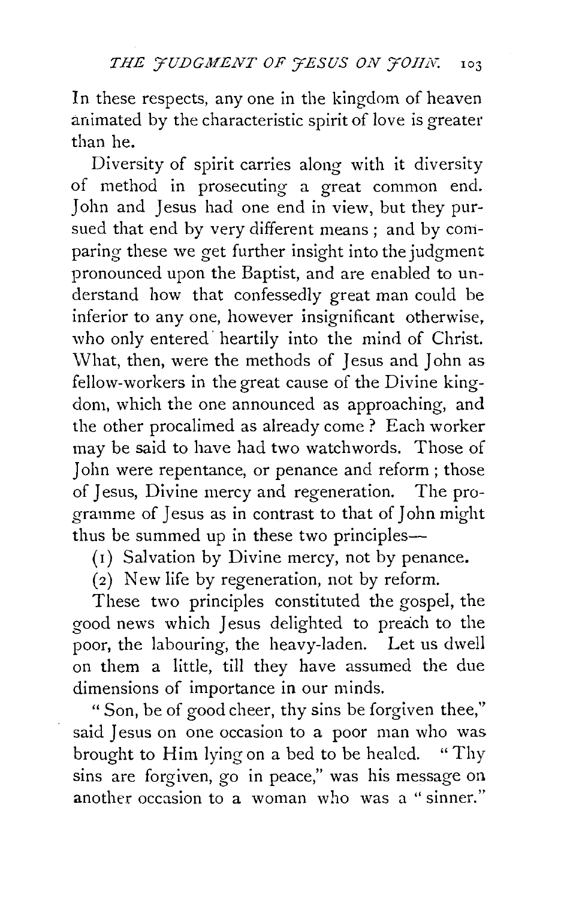In these respects, any one in the kingdom of heaven animated by the characteristic spirit of love is greater than he.

Diversity of spirit carries along with it diversity of method in prosecuting a great common end. John and Jesus had one end in view, but they pursued that end by very different means; and by comparing these we get further insight into the judgment pronounced upon the Baptist, and are enabled to understand how that confessedly great man could be inferior to any one, however insignificant otherwise, who only entered heartily into the mind of Christ. What, then, were the methods of Jesus and John as fellow-workers in the great cause of the Divine kingdom, which the one announced as approaching, and the other procalimed as already come? Each worker may be said to have had two watchwords. Those of John were repentance, or penance and reform; those of Jesus, Divine mercy and regeneration. The programme of Jesus as in contrast to that of John might thus be summed up in these two principles—

(1) Salvation by Divine mercy, not by penance.

(2) New life by regeneration, not by reform.

These two principles constituted the gospel, the good news which Jesus delighted to preach to the poor, the labouring, the heavy-laden. Let us dwell on them a little, till they have assumed the due dimensions of importance in our minds.

"Son, be of good cheer, thy sins be forgiven thee," said Jesus on one occasion to a poor man who was brought to Him lying on a bed to be healed. "Thy sins are forgiven, go in peace," was his message on another occasion to a woman who was a "sinner."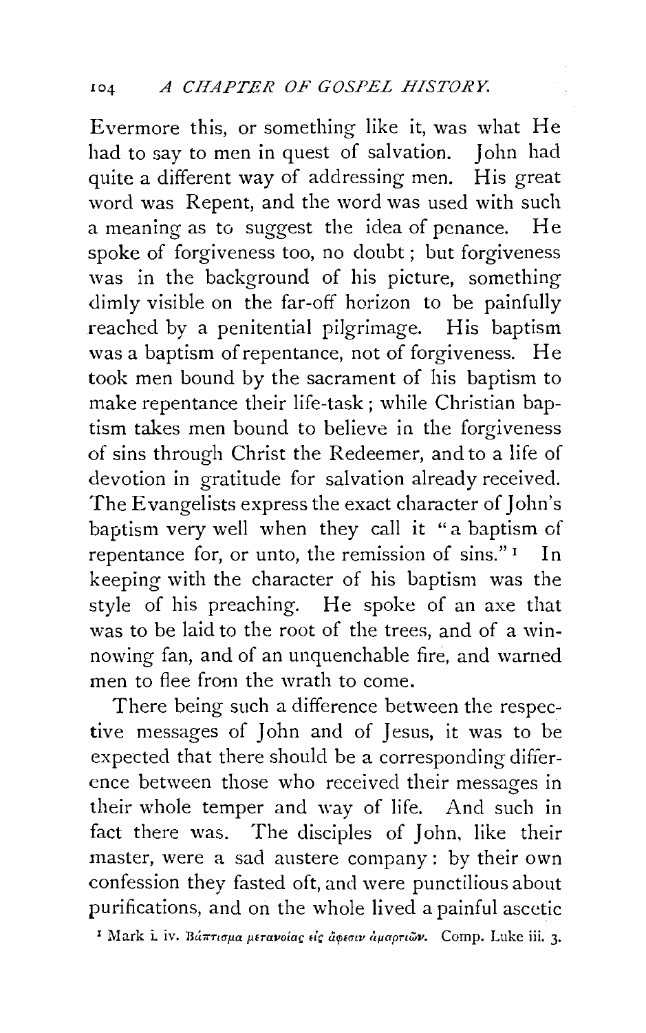Evermore this, or something like it, was what He had to say to men in quest of salvation. John had quite a different way of addressing men. His great word was Repent, and the word was used with such a meaning as to suggest the idea of penance. He spoke of forgiveness too, no doubt; but forgiveness was in the background of his picture, something dimly visible on the far-off horizon to be painfully reached by a penitential pilgrimage. His baptism was a baptism of repentance, not of forgiveness. He took men bound by the sacrament of his baptism to make repentance their life-task; while Christian baptism takes men bound to believe in the forgiveness of sins through Christ the Redeemer, and to a life of devotion in gratitude for salvation already received. The Evangelists express the exact character of John's baptism very well when they call it "a baptism of repentance for, or unto, the remission of sins."[1] In keeping with the character of his baptism was the style of his preaching. He spoke of an axe that was to be laid to the root of the trees, and of a winnowing fan, and of an unquenchable fire, and warned men to flee from the wrath to come.

There being such a difference between the respective messages of John and of Jesus, it was to be expected that there should be a corresponding difference between those who received their messages in their whole temper and way of life. And such in fact there was. The disciples of John, like their master, were a sad austere company: by their own confession they fasted oft, and were punctilious about purifications, and on the whole lived a painful ascetic

[1] Mark i. iv. Βάπτισμα μετανοίας εἰς ἄφεσιν ἁμαρτιῶν. Comp. Luke iii. 3.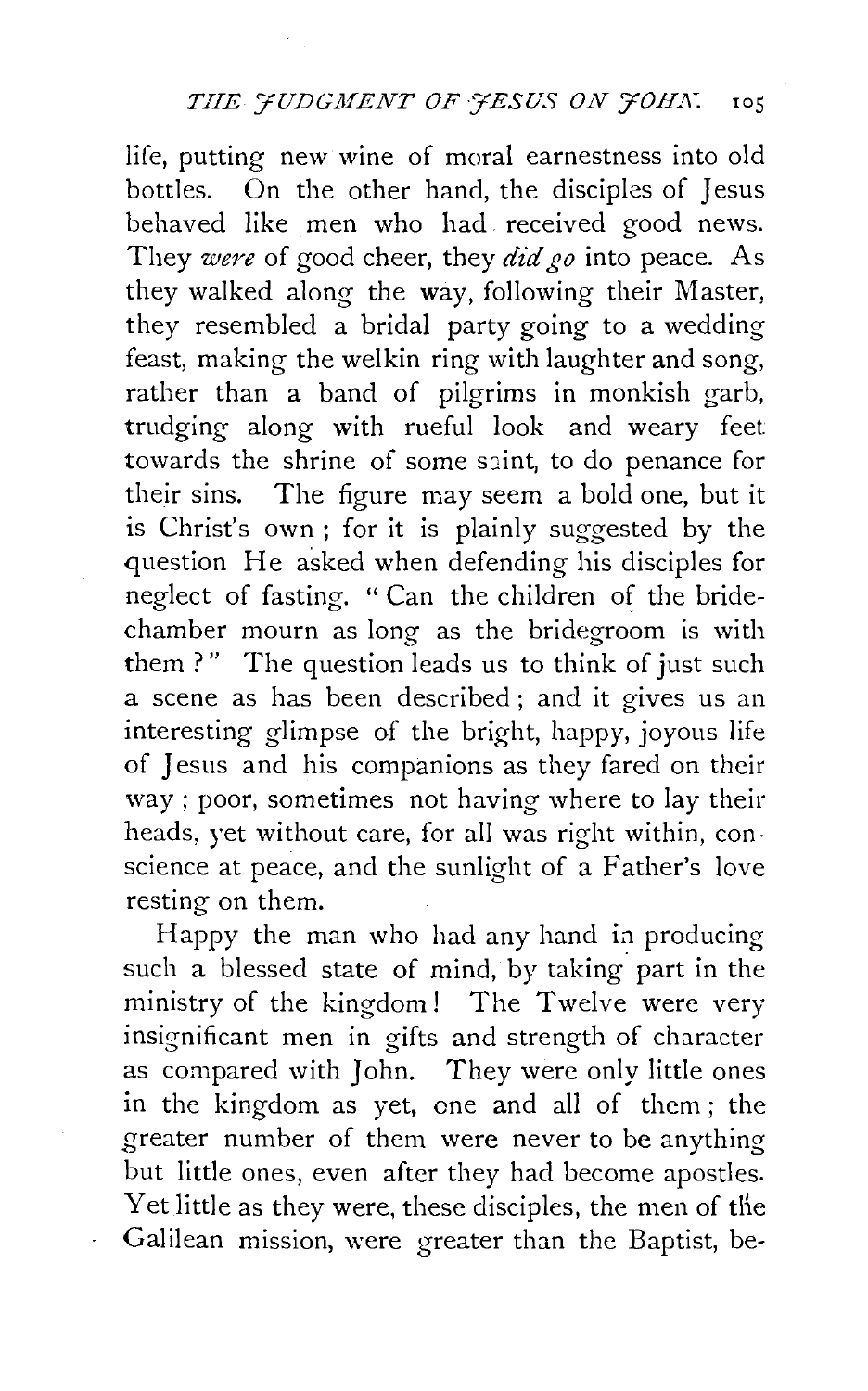life, putting new wine of moral earnestness into old bottles. On the other hand, the disciples of Jesus behaved like men who had received good news. They *were* of good cheer, they *did go* into peace. As they walked along the way, following their Master, they resembled a bridal party going to a wedding feast, making the welkin ring with laughter and song, rather than a band of pilgrims in monkish garb, trudging along with rueful look and weary feet towards the shrine of some saint, to do penance for their sins. The figure may seem a bold one, but it is Christ's own; for it is plainly suggested by the question He asked when defending his disciples for neglect of fasting. "Can the children of the bride-chamber mourn as long as the bridegroom is with them?" The question leads us to think of just such a scene as has been described; and it gives us an interesting glimpse of the bright, happy, joyous life of Jesus and his companions as they fared on their way; poor, sometimes not having where to lay their heads, yet without care, for all was right within, conscience at peace, and the sunlight of a Father's love resting on them.

Happy the man who had any hand in producing such a blessed state of mind, by taking part in the ministry of the kingdom! The Twelve were very insignificant men in gifts and strength of character as compared with John. They were only little ones in the kingdom as yet, one and all of them; the greater number of them were never to be anything but little ones, even after they had become apostles. Yet little as they were, these disciples, the men of the Galilean mission, were greater than the Baptist, be-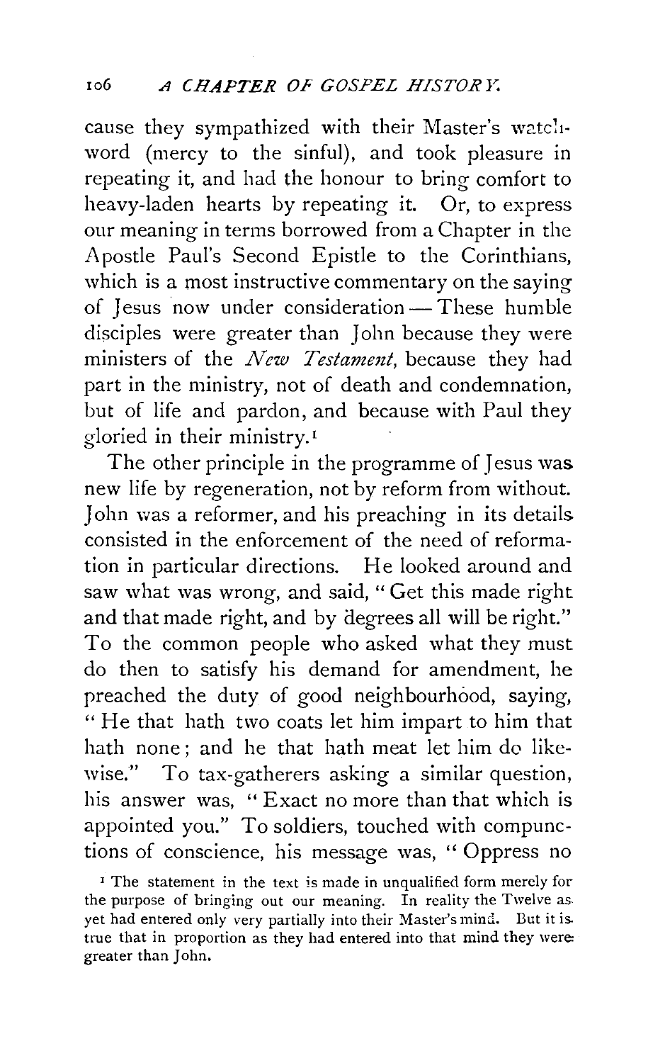cause they sympathized with their Master's watchword (mercy to the sinful), and took pleasure in repeating it, and had the honour to bring comfort to heavy-laden hearts by repeating it. Or, to express our meaning in terms borrowed from a Chapter in the Apostle Paul's Second Epistle to the Corinthians, which is a most instructive commentary on the saying of Jesus now under consideration — These humble disciples were greater than John because they were ministers of the *New Testament*, because they had part in the ministry, not of death and condemnation, but of life and pardon, and because with Paul they gloried in their ministry.[1]

The other principle in the programme of Jesus was new life by regeneration, not by reform from without. John was a reformer, and his preaching in its details consisted in the enforcement of the need of reformation in particular directions. He looked around and saw what was wrong, and said, "Get this made right and that made right, and by degrees all will be right." To the common people who asked what they must do then to satisfy his demand for amendment, he preached the duty of good neighbourhood, saying, "He that hath two coats let him impart to him that hath none; and he that hath meat let him do likewise." To tax-gatherers asking a similar question, his answer was, "Exact no more than that which is appointed you." To soldiers, touched with compunctions of conscience, his message was, "Oppress no

[1] The statement in the text is made in unqualified form merely for the purpose of bringing out our meaning. In reality the Twelve as yet had entered only very partially into their Master's mind. But it is true that in proportion as they had entered into that mind they were greater than John.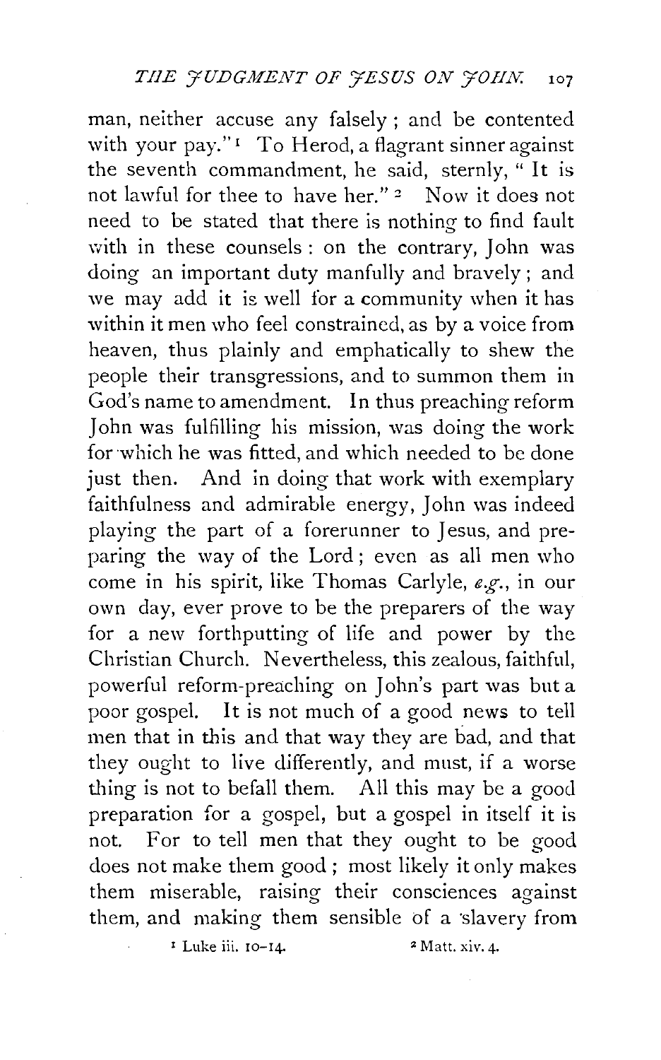man, neither accuse any falsely; and be contented with your pay."[1] To Herod, a flagrant sinner against the seventh commandment, he said, sternly, "It is not lawful for thee to have her."[2] Now it does not need to be stated that there is nothing to find fault with in these counsels: on the contrary, John was doing an important duty manfully and bravely; and we may add it is well for a community when it has within it men who feel constrained, as by a voice from heaven, thus plainly and emphatically to shew the people their transgressions, and to summon them in God's name to amendment. In thus preaching reform John was fulfilling his mission, was doing the work for which he was fitted, and which needed to be done just then. And in doing that work with exemplary faithfulness and admirable energy, John was indeed playing the part of a forerunner to Jesus, and preparing the way of the Lord; even as all men who come in his spirit, like Thomas Carlyle, *e.g.*, in our own day, ever prove to be the preparers of the way for a new forthputting of life and power by the Christian Church. Nevertheless, this zealous, faithful, powerful reform-preaching on John's part was but a poor gospel. It is not much of a good news to tell men that in this and that way they are bad, and that they ought to live differently, and must, if a worse thing is not to befall them. All this may be a good preparation for a gospel, but a gospel in itself it is not. For to tell men that they ought to be good does not make them good; most likely it only makes them miserable, raising their consciences against them, and making them sensible of a slavery from

[1] Luke iii. 10–14. [2] Matt. xiv. 4.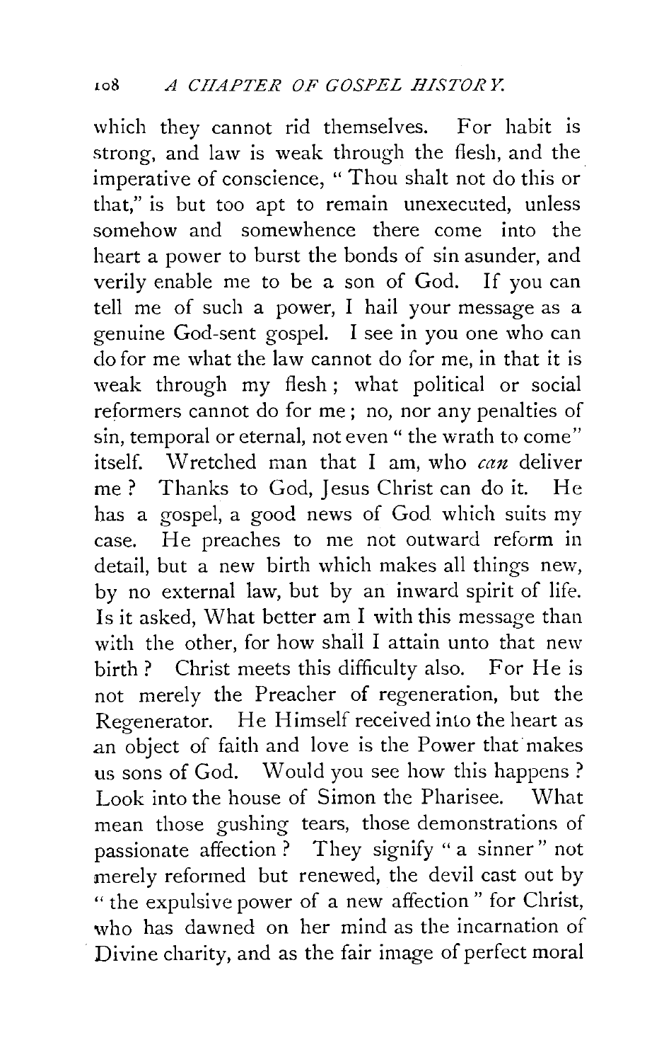which they cannot rid themselves. For habit is strong, and law is weak through the flesh, and the imperative of conscience, " Thou shalt not do this or that," is but too apt to remain unexecuted, unless somehow and somewhence there come into the heart a power to burst the bonds of sin asunder, and verily enable me to be a son of God. If you can tell me of such a power, I hail your message as a genuine God-sent gospel. I see in you one who can do for me what the law cannot do for me, in that it is weak through my flesh; what political or social reformers cannot do for me; no, nor any penalties of sin, temporal or eternal, not even " the wrath to come" itself. Wretched man that I am, who *can* deliver me? Thanks to God, Jesus Christ can do it. He has a gospel, a good news of God which suits my case. He preaches to me not outward reform in detail, but a new birth which makes all things new, by no external law, but by an inward spirit of life. Is it asked, What better am I with this message than with the other, for how shall I attain unto that new birth? Christ meets this difficulty also. For He is not merely the Preacher of regeneration, but the Regenerator. He Himself received into the heart as an object of faith and love is the Power that makes us sons of God. Would you see how this happens? Look into the house of Simon the Pharisee. What mean those gushing tears, those demonstrations of passionate affection? They signify "a sinner" not merely reformed but renewed, the devil cast out by " the expulsive power of a new affection " for Christ, who has dawned on her mind as the incarnation of Divine charity, and as the fair image of perfect moral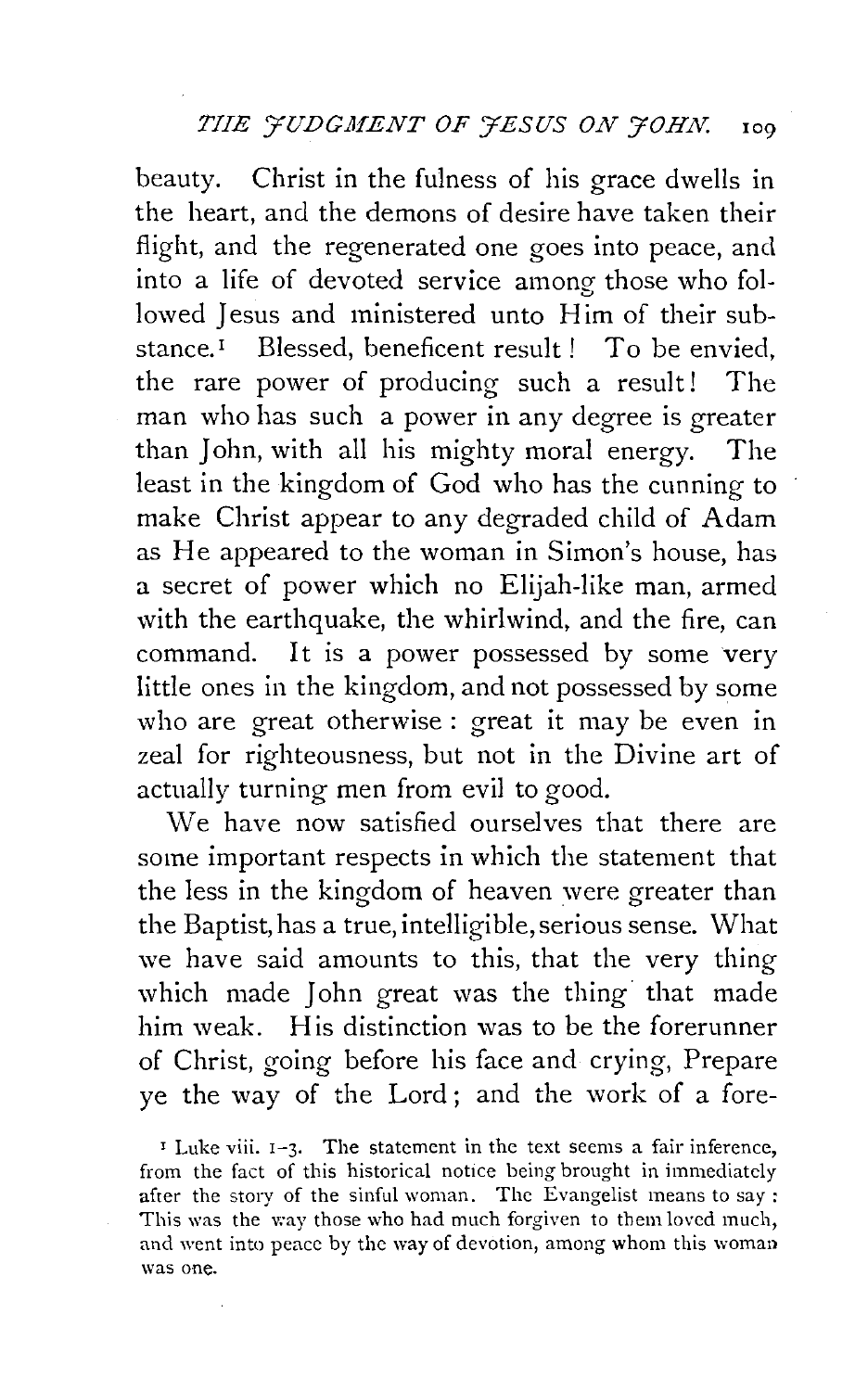beauty. Christ in the fulness of his grace dwells in the heart, and the demons of desire have taken their flight, and the regenerated one goes into peace, and into a life of devoted service among those who followed Jesus and ministered unto Him of their substance.[1] Blessed, beneficent result! To be envied, the rare power of producing such a result! The man who has such a power in any degree is greater than John, with all his mighty moral energy. The least in the kingdom of God who has the cunning to make Christ appear to any degraded child of Adam as He appeared to the woman in Simon's house, has a secret of power which no Elijah-like man, armed with the earthquake, the whirlwind, and the fire, can command. It is a power possessed by some very little ones in the kingdom, and not possessed by some who are great otherwise: great it may be even in zeal for righteousness, but not in the Divine art of actually turning men from evil to good.

We have now satisfied ourselves that there are some important respects in which the statement that the less in the kingdom of heaven were greater than the Baptist, has a true, intelligible, serious sense. What we have said amounts to this, that the very thing which made John great was the thing that made him weak. His distinction was to be the forerunner of Christ, going before his face and crying, Prepare ye the way of the Lord; and the work of a fore-

[1] Luke viii. 1–3. The statement in the text seems a fair inference, from the fact of this historical notice being brought in immediately after the story of the sinful woman. The Evangelist means to say: This was the way those who had much forgiven to them loved much, and went into peace by the way of devotion, among whom this woman was one.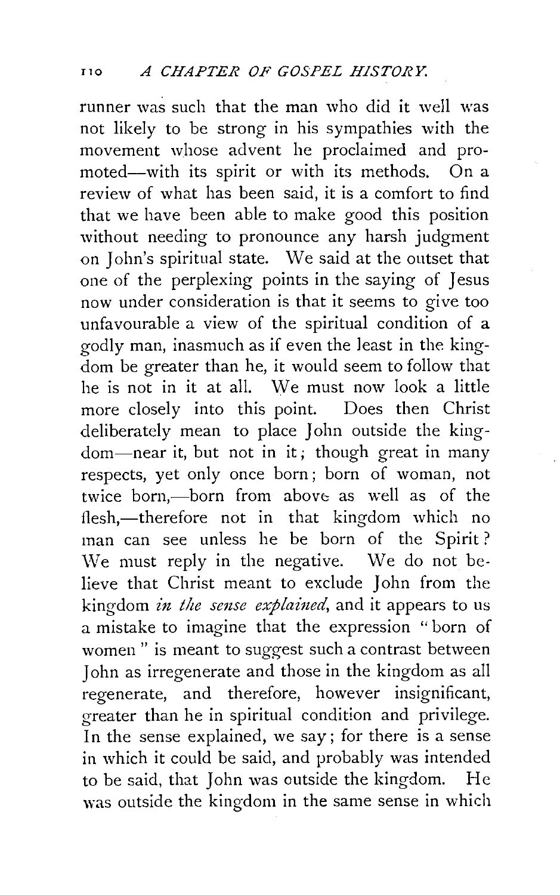runner was such that the man who did it well was not likely to be strong in his sympathies with the movement whose advent he proclaimed and promoted—with its spirit or with its methods. On a review of what has been said, it is a comfort to find that we have been able to make good this position without needing to pronounce any harsh judgment on John's spiritual state. We said at the outset that one of the perplexing points in the saying of Jesus now under consideration is that it seems to give too unfavourable a view of the spiritual condition of a godly man, inasmuch as if even the least in the kingdom be greater than he, it would seem to follow that he is not in it at all. We must now look a little more closely into this point. Does then Christ deliberately mean to place John outside the kingdom—near it, but not in it; though great in many respects, yet only once born; born of woman, not twice born,—born from above as well as of the flesh,—therefore not in that kingdom which no man can see unless he be born of the Spirit? We must reply in the negative. We do not believe that Christ meant to exclude John from the kingdom *in the sense explained*, and it appears to us a mistake to imagine that the expression "born of women" is meant to suggest such a contrast between John as irregenerate and those in the kingdom as all regenerate, and therefore, however insignificant, greater than he in spiritual condition and privilege. In the sense explained, we say; for there is a sense in which it could be said, and probably was intended to be said, that John was outside the kingdom. He was outside the kingdom in the same sense in which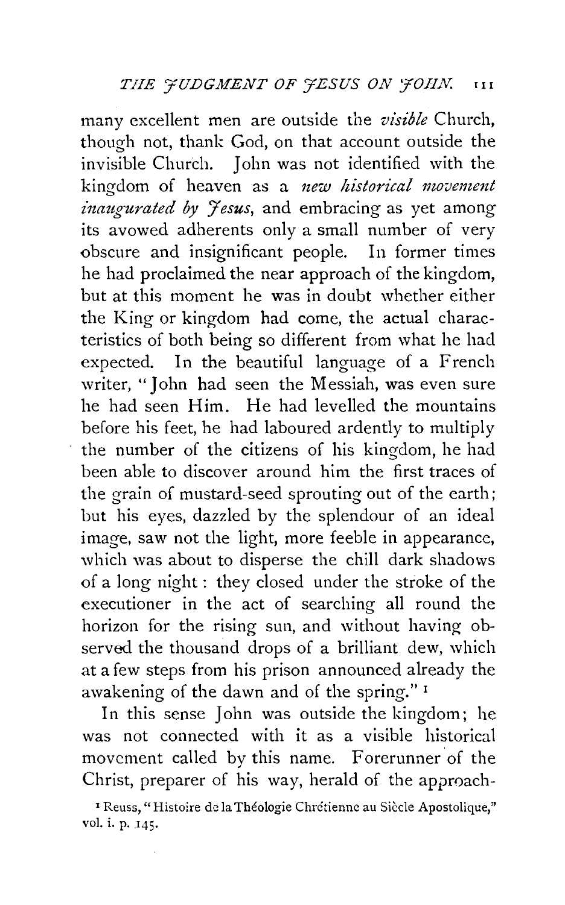many excellent men are outside the *visible* Church, though not, thank God, on that account outside the invisible Church. John was not identified with the kingdom of heaven as a *new historical movement inaugurated by Jesus*, and embracing as yet among its avowed adherents only a small number of very obscure and insignificant people. In former times he had proclaimed the near approach of the kingdom, but at this moment he was in doubt whether either the King or kingdom had come, the actual characteristics of both being so different from what he had expected. In the beautiful language of a French writer, "John had seen the Messiah, was even sure he had seen Him. He had levelled the mountains before his feet, he had laboured ardently to multiply the number of the citizens of his kingdom, he had been able to discover around him the first traces of the grain of mustard-seed sprouting out of the earth; but his eyes, dazzled by the splendour of an ideal image, saw not the light, more feeble in appearance, which was about to disperse the chill dark shadows of a long night: they closed under the stroke of the executioner in the act of searching all round the horizon for the rising sun, and without having observed the thousand drops of a brilliant dew, which at a few steps from his prison announced already the awakening of the dawn and of the spring." [1]

In this sense John was outside the kingdom; he was not connected with it as a visible historical movement called by this name. Forerunner of the Christ, preparer of his way, herald of the approach-

[1] Reuss, "Histoire de la Théologie Chrétienne au Siècle Apostolique," vol. i. p. 145.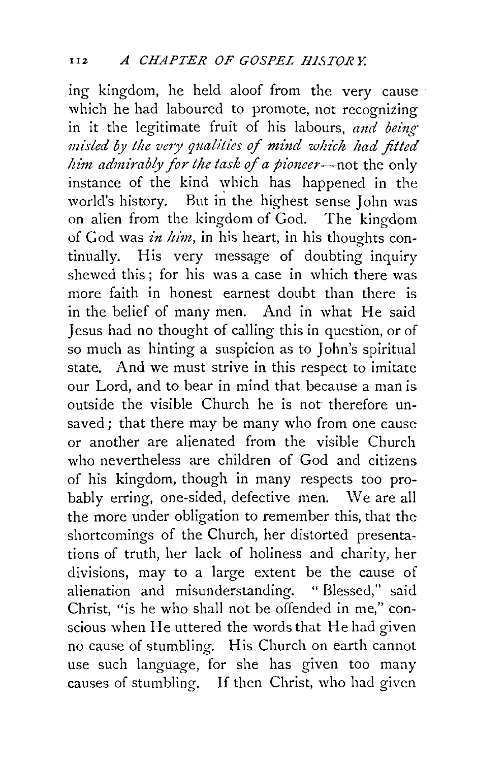ing kingdom, he held aloof from the very cause which he had laboured to promote, not recognizing in it the legitimate fruit of his labours, *and being misled by the very qualities of mind which had fitted him admirably for the task of a pioneer*—not the only instance of the kind which has happened in the world's history. But in the highest sense John was on alien from the kingdom of God. The kingdom of God was *in him*, in his heart, in his thoughts continually. His very message of doubting inquiry shewed this; for his was a case in which there was more faith in honest earnest doubt than there is in the belief of many men. And in what He said Jesus had no thought of calling this in question, or of so much as hinting a suspicion as to John's spiritual state. And we must strive in this respect to imitate our Lord, and to bear in mind that because a man is outside the visible Church he is not therefore unsaved; that there may be many who from one cause or another are alienated from the visible Church who nevertheless are children of God and citizens of his kingdom, though in many respects too probably erring, one-sided, defective men. We are all the more under obligation to remember this, that the shortcomings of the Church, her distorted presentations of truth, her lack of holiness and charity, her divisions, may to a large extent be the cause of alienation and misunderstanding. "Blessed," said Christ, "is he who shall not be offended in me," conscious when He uttered the words that He had given no cause of stumbling. His Church on earth cannot use such language, for she has given too many causes of stumbling. If then Christ, who had given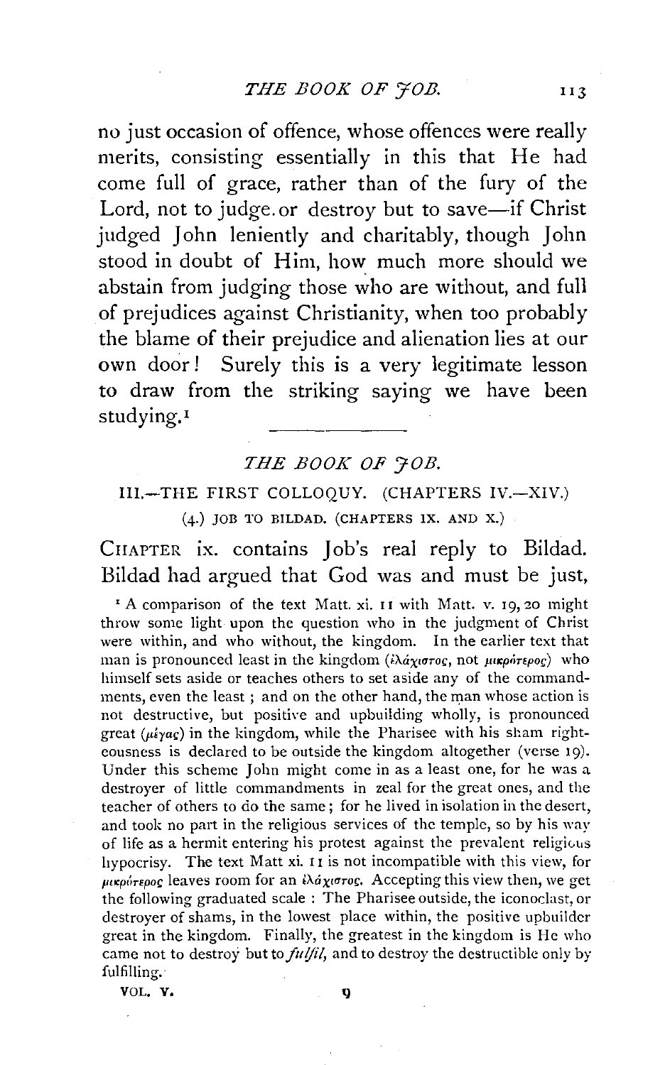no just occasion of offence, whose offences were really merits, consisting essentially in this that He had come full of grace, rather than of the fury of the Lord, not to judge or destroy but to save—if Christ judged John leniently and charitably, though John stood in doubt of Him, how much more should we abstain from judging those who are without, and full of prejudices against Christianity, when too probably the blame of their prejudice and alienation lies at our own door! Surely this is a very legitimate lesson to draw from the striking saying we have been studying.[1]

## *THE BOOK OF JOB.*

### III.—THE FIRST COLLOQUY. (CHAPTERS IV.—XIV.)

#### (4.) JOB TO BILDAD. (CHAPTERS IX. AND X.)

CHAPTER ix. contains Job's real reply to Bildad. Bildad had argued that God was and must be just,

[1] A comparison of the text Matt. xi. 11 with Matt. v. 19, 20 might throw some light upon the question who in the judgment of Christ were within, and who without, the kingdom. In the earlier text that man is pronounced least in the kingdom (ἐλάχιστος, not μικρότερος) who himself sets aside or teaches others to set aside any of the commandments, even the least; and on the other hand, the man whose action is not destructive, but positive and upbuilding wholly, is pronounced great (μέγας) in the kingdom, while the Pharisee with his sham righteousness is declared to be outside the kingdom altogether (verse 19). Under this scheme John might come in as a least one, for he was a destroyer of little commandments in zeal for the great ones, and the teacher of others to do the same; for he lived in isolation in the desert, and took no part in the religious services of the temple, so by his way of life as a hermit entering his protest against the prevalent religious hypocrisy. The text Matt xi. 11 is not incompatible with this view, for μικρότερος leaves room for an ἐλάχιστος. Accepting this view then, we get the following graduated scale: The Pharisee outside, the iconoclast, or destroyer of shams, in the lowest place within, the positive upbuilder great in the kingdom. Finally, the greatest in the kingdom is He who came not to destroy but to *fulfil*, and to destroy the destructible only by fulfilling.